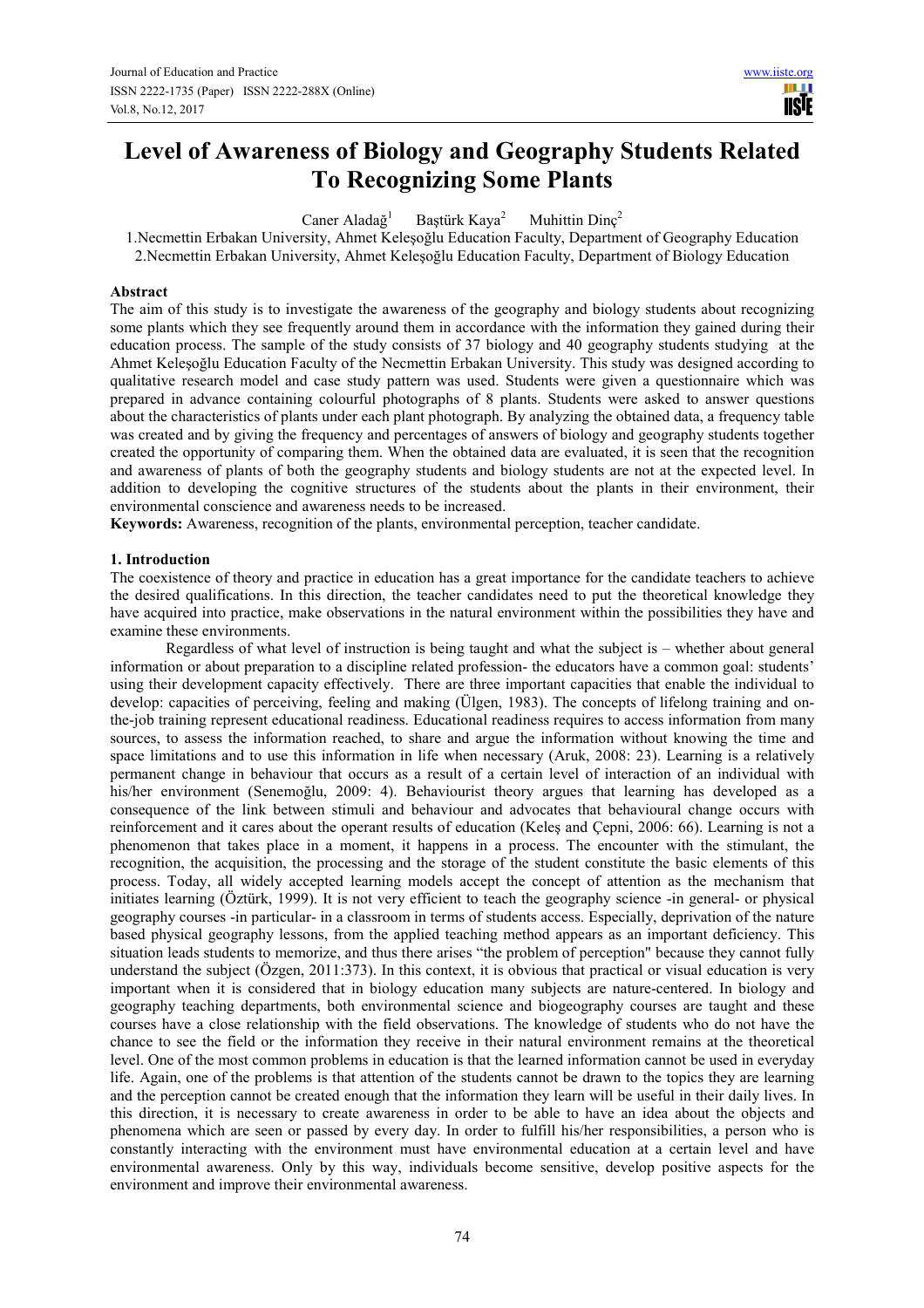# Level of Awareness of Biology and Geography Students Related To Recognizing Some Plants

Caner Aladağ[1] Baştürk Kaya[2] Muhittin Dinç[2]

1.Necmettin Erbakan University, Ahmet Keleşoğlu Education Faculty, Department of Geography Education
2.Necmettin Erbakan University, Ahmet Keleşoğlu Education Faculty, Department of Biology Education

## Abstract

The aim of this study is to investigate the awareness of the geography and biology students about recognizing some plants which they see frequently around them in accordance with the information they gained during their education process. The sample of the study consists of 37 biology and 40 geography students studying at the Ahmet Keleşoğlu Education Faculty of the Necmettin Erbakan University. This study was designed according to qualitative research model and case study pattern was used. Students were given a questionnaire which was prepared in advance containing colourful photographs of 8 plants. Students were asked to answer questions about the characteristics of plants under each plant photograph. By analyzing the obtained data, a frequency table was created and by giving the frequency and percentages of answers of biology and geography students together created the opportunity of comparing them. When the obtained data are evaluated, it is seen that the recognition and awareness of plants of both the geography students and biology students are not at the expected level. In addition to developing the cognitive structures of the students about the plants in their environment, their environmental conscience and awareness needs to be increased.

**Keywords:** Awareness, recognition of the plants, environmental perception, teacher candidate.

## 1. Introduction

The coexistence of theory and practice in education has a great importance for the candidate teachers to achieve the desired qualifications. In this direction, the teacher candidates need to put the theoretical knowledge they have acquired into practice, make observations in the natural environment within the possibilities they have and examine these environments.

Regardless of what level of instruction is being taught and what the subject is – whether about general information or about preparation to a discipline related profession- the educators have a common goal: students' using their development capacity effectively. There are three important capacities that enable the individual to develop: capacities of perceiving, feeling and making (Ülgen, 1983). The concepts of lifelong training and on-the-job training represent educational readiness. Educational readiness requires to access information from many sources, to assess the information reached, to share and argue the information without knowing the time and space limitations and to use this information in life when necessary (Aruk, 2008: 23). Learning is a relatively permanent change in behaviour that occurs as a result of a certain level of interaction of an individual with his/her environment (Senemoğlu, 2009: 4). Behaviourist theory argues that learning has developed as a consequence of the link between stimuli and behaviour and advocates that behavioural change occurs with reinforcement and it cares about the operant results of education (Keleş and Çepni, 2006: 66). Learning is not a phenomenon that takes place in a moment, it happens in a process. The encounter with the stimulant, the recognition, the acquisition, the processing and the storage of the student constitute the basic elements of this process. Today, all widely accepted learning models accept the concept of attention as the mechanism that initiates learning (Öztürk, 1999). It is not very efficient to teach the geography science -in general- or physical geography courses -in particular- in a classroom in terms of students access. Especially, deprivation of the nature based physical geography lessons, from the applied teaching method appears as an important deficiency. This situation leads students to memorize, and thus there arises "the problem of perception" because they cannot fully understand the subject (Özgen, 2011:373). In this context, it is obvious that practical or visual education is very important when it is considered that in biology education many subjects are nature-centered. In biology and geography teaching departments, both environmental science and biogeography courses are taught and these courses have a close relationship with the field observations. The knowledge of students who do not have the chance to see the field or the information they receive in their natural environment remains at the theoretical level. One of the most common problems in education is that the learned information cannot be used in everyday life. Again, one of the problems is that attention of the students cannot be drawn to the topics they are learning and the perception cannot be created enough that the information they learn will be useful in their daily lives. In this direction, it is necessary to create awareness in order to be able to have an idea about the objects and phenomena which are seen or passed by every day. In order to fulfill his/her responsibilities, a person who is constantly interacting with the environment must have environmental education at a certain level and have environmental awareness. Only by this way, individuals become sensitive, develop positive aspects for the environment and improve their environmental awareness.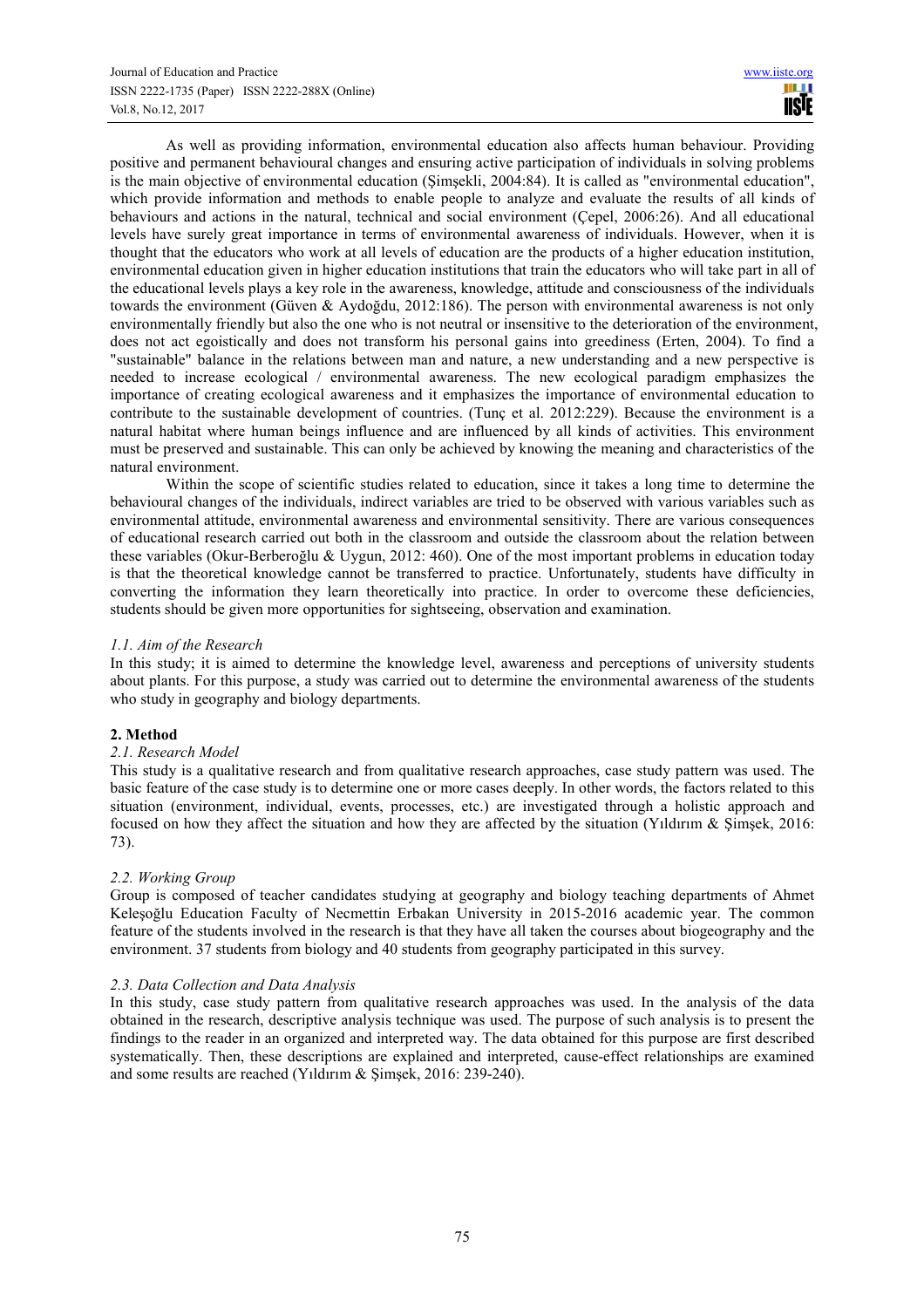As well as providing information, environmental education also affects human behaviour. Providing positive and permanent behavioural changes and ensuring active participation of individuals in solving problems is the main objective of environmental education (Şimşekli, 2004:84). It is called as "environmental education", which provide information and methods to enable people to analyze and evaluate the results of all kinds of behaviours and actions in the natural, technical and social environment (Çepel, 2006:26). And all educational levels have surely great importance in terms of environmental awareness of individuals. However, when it is thought that the educators who work at all levels of education are the products of a higher education institution, environmental education given in higher education institutions that train the educators who will take part in all of the educational levels plays a key role in the awareness, knowledge, attitude and consciousness of the individuals towards the environment (Güven & Aydoğdu, 2012:186). The person with environmental awareness is not only environmentally friendly but also the one who is not neutral or insensitive to the deterioration of the environment, does not act egoistically and does not transform his personal gains into greediness (Erten, 2004). To find a "sustainable" balance in the relations between man and nature, a new understanding and a new perspective is needed to increase ecological / environmental awareness. The new ecological paradigm emphasizes the importance of creating ecological awareness and it emphasizes the importance of environmental education to contribute to the sustainable development of countries. (Tunç et al. 2012:229). Because the environment is a natural habitat where human beings influence and are influenced by all kinds of activities. This environment must be preserved and sustainable. This can only be achieved by knowing the meaning and characteristics of the natural environment.

Within the scope of scientific studies related to education, since it takes a long time to determine the behavioural changes of the individuals, indirect variables are tried to be observed with various variables such as environmental attitude, environmental awareness and environmental sensitivity. There are various consequences of educational research carried out both in the classroom and outside the classroom about the relation between these variables (Okur-Berberoğlu & Uygun, 2012: 460). One of the most important problems in education today is that the theoretical knowledge cannot be transferred to practice. Unfortunately, students have difficulty in converting the information they learn theoretically into practice. In order to overcome these deficiencies, students should be given more opportunities for sightseeing, observation and examination.

### *1.1. Aim of the Research*

In this study; it is aimed to determine the knowledge level, awareness and perceptions of university students about plants. For this purpose, a study was carried out to determine the environmental awareness of the students who study in geography and biology departments.

## 2. Method

### *2.1. Research Model*

This study is a qualitative research and from qualitative research approaches, case study pattern was used. The basic feature of the case study is to determine one or more cases deeply. In other words, the factors related to this situation (environment, individual, events, processes, etc.) are investigated through a holistic approach and focused on how they affect the situation and how they are affected by the situation (Yıldırım & Şimşek, 2016: 73).

### *2.2. Working Group*

Group is composed of teacher candidates studying at geography and biology teaching departments of Ahmet Keleşoğlu Education Faculty of Necmettin Erbakan University in 2015-2016 academic year. The common feature of the students involved in the research is that they have all taken the courses about biogeography and the environment. 37 students from biology and 40 students from geography participated in this survey.

### *2.3. Data Collection and Data Analysis*

In this study, case study pattern from qualitative research approaches was used. In the analysis of the data obtained in the research, descriptive analysis technique was used. The purpose of such analysis is to present the findings to the reader in an organized and interpreted way. The data obtained for this purpose are first described systematically. Then, these descriptions are explained and interpreted, cause-effect relationships are examined and some results are reached (Yıldırım & Şimşek, 2016: 239-240).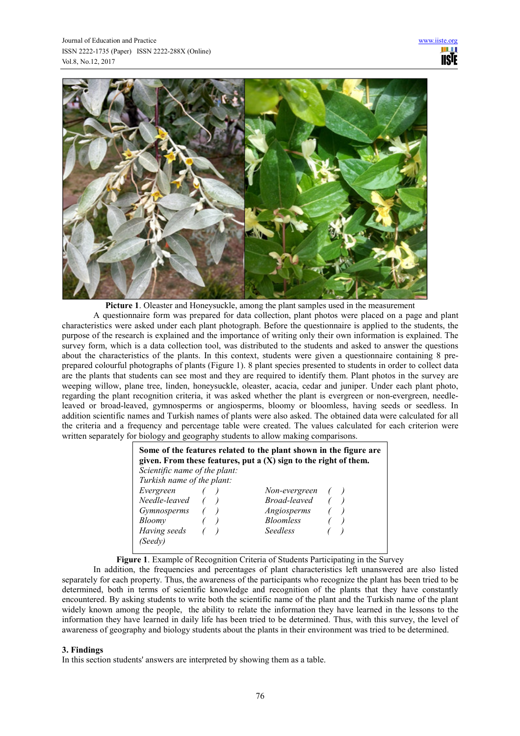**Picture 1**. Oleaster and Honeysuckle, among the plant samples used in the measurement

A questionnaire form was prepared for data collection, plant photos were placed on a page and plant characteristics were asked under each plant photograph. Before the questionnaire is applied to the students, the purpose of the research is explained and the importance of writing only their own information is explained. The survey form, which is a data collection tool, was distributed to the students and asked to answer the questions about the characteristics of the plants. In this context, students were given a questionnaire containing 8 pre-prepared colourful photographs of plants (Figure 1). 8 plant species presented to students in order to collect data are the plants that students can see most and they are required to identify them. Plant photos in the survey are weeping willow, plane tree, linden, honeysuckle, oleaster, acacia, cedar and juniper. Under each plant photo, regarding the plant recognition criteria, it was asked whether the plant is evergreen or non-evergreen, needle-leaved or broad-leaved, gymnosperms or angiosperms, bloomy or bloomless, having seeds or seedless. In addition scientific names and Turkish names of plants were also asked. The obtained data were calculated for all the criteria and a frequency and percentage table were created. The values calculated for each criterion were written separately for biology and geography students to allow making comparisons.

**Some of the features related to the plant shown in the figure are given. From these features, put a (X) sign to the right of them.**

*Scientific name of the plant:*

*Turkish name of the plant:*

| | | | |
|---|---|---|---|
| *Evergreen* | ( ) | *Non-evergreen* | ( ) |
| *Needle-leaved* | ( ) | *Broad-leaved* | ( ) |
| *Gymnosperms* | ( ) | *Angiosperms* | ( ) |
| *Bloomy* | ( ) | *Bloomless* | ( ) |
| *Having seeds (Seedy)* | ( ) | *Seedless* | ( ) |

**Figure 1**. Example of Recognition Criteria of Students Participating in the Survey

In addition, the frequencies and percentages of plant characteristics left unanswered are also listed separately for each property. Thus, the awareness of the participants who recognize the plant has been tried to be determined, both in terms of scientific knowledge and recognition of the plants that they have constantly encountered. By asking students to write both the scientific name of the plant and the Turkish name of the plant widely known among the people, the ability to relate the information they have learned in the lessons to the information they have learned in daily life has been tried to be determined. Thus, with this survey, the level of awareness of geography and biology students about the plants in their environment was tried to be determined.

## 3. Findings

In this section students' answers are interpreted by showing them as a table.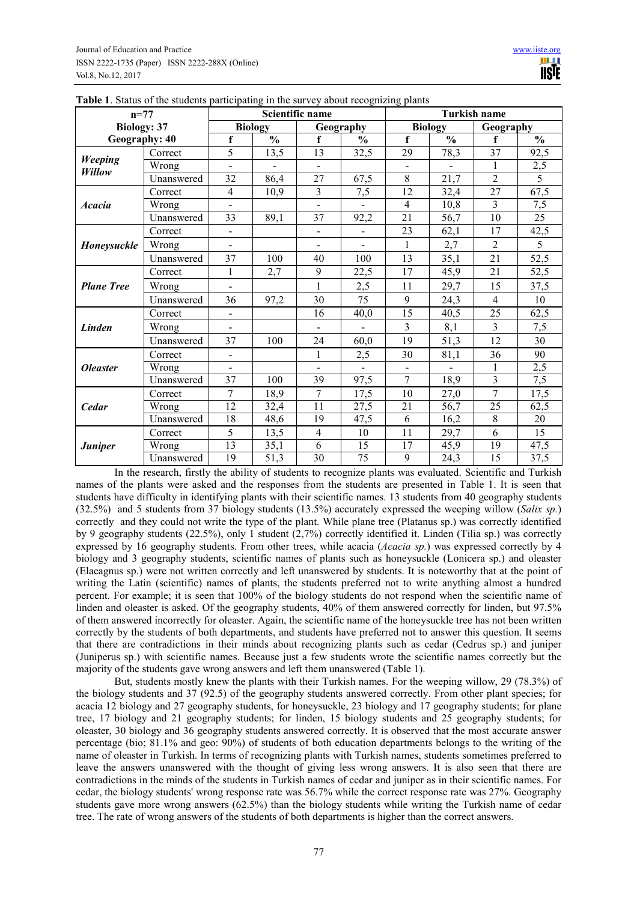**Table 1**. Status of the students participating in the survey about recognizing plants

| n=77 Biology: 37 Geography: 40 | | Scientific name | | | | Turkish name | | | |
|---|---|---|---|---|---|---|---|---|---|
| | | Biology | | Geography | | Biology | | Geography | |
| | | f | % | f | % | f | % | f | % |
| ***Weeping Willow*** | Correct | 5 | 13,5 | 13 | 32,5 | 29 | 78,3 | 37 | 92,5 |
| | Wrong | - | - | - | | - | - | 1 | 2,5 |
| | Unanswered | 32 | 86,4 | 27 | 67,5 | 8 | 21,7 | 2 | 5 |
| ***Acacia*** | Correct | 4 | 10,9 | 3 | 7,5 | 12 | 32,4 | 27 | 67,5 |
| | Wrong | - | | - | - | 4 | 10,8 | 3 | 7,5 |
| | Unanswered | 33 | 89,1 | 37 | 92,2 | 21 | 56,7 | 10 | 25 |
| ***Honeysuckle*** | Correct | - | | - | - | 23 | 62,1 | 17 | 42,5 |
| | Wrong | - | | - | - | 1 | 2,7 | 2 | 5 |
| | Unanswered | 37 | 100 | 40 | 100 | 13 | 35,1 | 21 | 52,5 |
| ***Plane Tree*** | Correct | 1 | 2,7 | 9 | 22,5 | 17 | 45,9 | 21 | 52,5 |
| | Wrong | - | | 1 | 2,5 | 11 | 29,7 | 15 | 37,5 |
| | Unanswered | 36 | 97,2 | 30 | 75 | 9 | 24,3 | 4 | 10 |
| ***Linden*** | Correct | - | | 16 | 40,0 | 15 | 40,5 | 25 | 62,5 |
| | Wrong | - | | - | - | 3 | 8,1 | 3 | 7,5 |
| | Unanswered | 37 | 100 | 24 | 60,0 | 19 | 51,3 | 12 | 30 |
| ***Oleaster*** | Correct | - | | 1 | 2,5 | 30 | 81,1 | 36 | 90 |
| | Wrong | - | | - | - | - | - | 1 | 2,5 |
| | Unanswered | 37 | 100 | 39 | 97,5 | 7 | 18,9 | 3 | 7,5 |
| ***Cedar*** | Correct | 7 | 18,9 | 7 | 17,5 | 10 | 27,0 | 7 | 17,5 |
| | Wrong | 12 | 32,4 | 11 | 27,5 | 21 | 56,7 | 25 | 62,5 |
| | Unanswered | 18 | 48,6 | 19 | 47,5 | 6 | 16,2 | 8 | 20 |
| ***Juniper*** | Correct | 5 | 13,5 | 4 | 10 | 11 | 29,7 | 6 | 15 |
| | Wrong | 13 | 35,1 | 6 | 15 | 17 | 45,9 | 19 | 47,5 |
| | Unanswered | 19 | 51,3 | 30 | 75 | 9 | 24,3 | 15 | 37,5 |

In the research, firstly the ability of students to recognize plants was evaluated. Scientific and Turkish names of the plants were asked and the responses from the students are presented in Table 1. It is seen that students have difficulty in identifying plants with their scientific names. 13 students from 40 geography students (32.5%) and 5 students from 37 biology students (13.5%) accurately expressed the weeping willow (*Salix sp.*) correctly and they could not write the type of the plant. While plane tree (Platanus sp.) was correctly identified by 9 geography students (22.5%), only 1 student (2,7%) correctly identified it. Linden (Tilia sp.) was correctly expressed by 16 geography students. From other trees, while acacia (*Acacia sp.*) was expressed correctly by 4 biology and 3 geography students, scientific names of plants such as honeysuckle (Lonicera sp.) and oleaster (Elaeagnus sp.) were not written correctly and left unanswered by students. It is noteworthy that at the point of writing the Latin (scientific) names of plants, the students preferred not to write anything almost a hundred percent. For example; it is seen that 100% of the biology students do not respond when the scientific name of linden and oleaster is asked. Of the geography students, 40% of them answered correctly for linden, but 97.5% of them answered incorrectly for oleaster. Again, the scientific name of the honeysuckle tree has not been written correctly by the students of both departments, and students have preferred not to answer this question. It seems that there are contradictions in their minds about recognizing plants such as cedar (Cedrus sp.) and juniper (Juniperus sp.) with scientific names. Because just a few students wrote the scientific names correctly but the majority of the students gave wrong answers and left them unanswered (Table 1).

But, students mostly knew the plants with their Turkish names. For the weeping willow, 29 (78.3%) of the biology students and 37 (92.5) of the geography students answered correctly. From other plant species; for acacia 12 biology and 27 geography students, for honeysuckle, 23 biology and 17 geography students; for plane tree, 17 biology and 21 geography students; for linden, 15 biology students and 25 geography students; for oleaster, 30 biology and 36 geography students answered correctly. It is observed that the most accurate answer percentage (bio; 81.1% and geo: 90%) of students of both education departments belongs to the writing of the name of oleaster in Turkish. In terms of recognizing plants with Turkish names, students sometimes preferred to leave the answers unanswered with the thought of giving less wrong answers. It is also seen that there are contradictions in the minds of the students in Turkish names of cedar and juniper as in their scientific names. For cedar, the biology students' wrong response rate was 56.7% while the correct response rate was 27%. Geography students gave more wrong answers (62.5%) than the biology students while writing the Turkish name of cedar tree. The rate of wrong answers of the students of both departments is higher than the correct answers.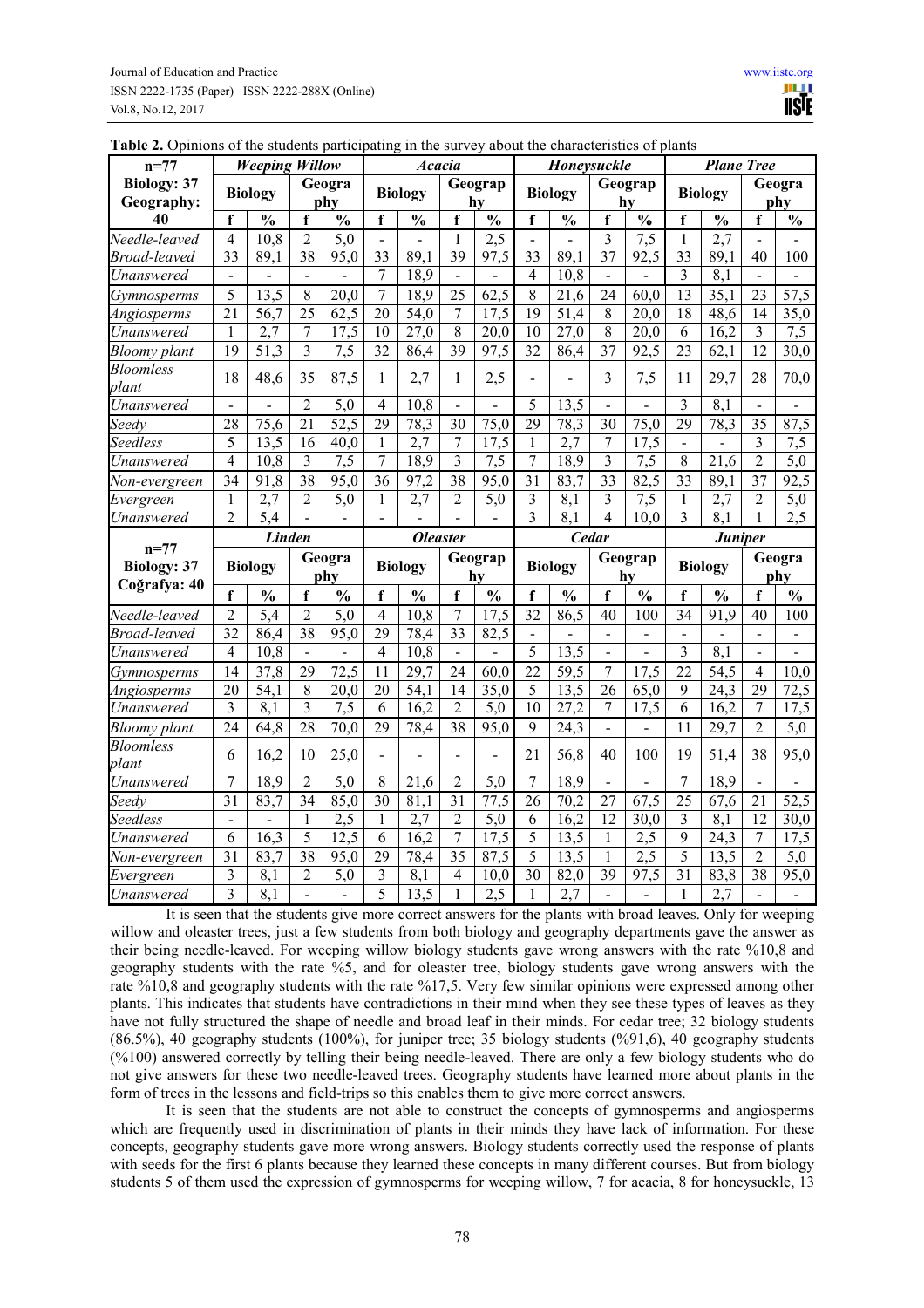**Table 2.** Opinions of the students participating in the survey about the characteristics of plants

| n=77 Biology: 37 Geography: 40 | Weeping Willow | | | | Acacia | | | | Honeysuckle | | | | Plane Tree | | | |
|---|---|---|---|---|---|---|---|---|---|---|---|---|---|---|---|---|
| | Biology | | Geography | | Biology | | Geography | | Biology | | Geography | | Biology | | Geography | |
| | f | % | f | % | f | % | f | % | f | % | f | % | f | % | f | % |
| *Needle-leaved* | 4 | 10,8 | 2 | 5,0 | - | - | 1 | 2,5 | - | - | 3 | 7,5 | 1 | 2,7 | - | - |
| *Broad-leaved* | 33 | 89,1 | 38 | 95,0 | 33 | 89,1 | 39 | 97,5 | 33 | 89,1 | 37 | 92,5 | 33 | 89,1 | 40 | 100 |
| *Unanswered* | - | - | - | - | 7 | 18,9 | - | - | 4 | 10,8 | - | - | 3 | 8,1 | - | - |
| *Gymnosperms* | 5 | 13,5 | 8 | 20,0 | 7 | 18,9 | 25 | 62,5 | 8 | 21,6 | 24 | 60,0 | 13 | 35,1 | 23 | 57,5 |
| *Angiosperms* | 21 | 56,7 | 25 | 62,5 | 20 | 54,0 | 7 | 17,5 | 19 | 51,4 | 8 | 20,0 | 18 | 48,6 | 14 | 35,0 |
| *Unanswered* | 1 | 2,7 | 7 | 17,5 | 10 | 27,0 | 8 | 20,0 | 10 | 27,0 | 8 | 20,0 | 6 | 16,2 | 3 | 7,5 |
| *Bloomy plant* | 19 | 51,3 | 3 | 7,5 | 32 | 86,4 | 39 | 97,5 | 32 | 86,4 | 37 | 92,5 | 23 | 62,1 | 12 | 30,0 |
| *Bloomless plant* | 18 | 48,6 | 35 | 87,5 | 1 | 2,7 | 1 | 2,5 | - | - | 3 | 7,5 | 11 | 29,7 | 28 | 70,0 |
| *Unanswered* | - | - | 2 | 5,0 | 4 | 10,8 | - | - | 5 | 13,5 | - | - | 3 | 8,1 | - | - |
| *Seedy* | 28 | 75,6 | 21 | 52,5 | 29 | 78,3 | 30 | 75,0 | 29 | 78,3 | 30 | 75,0 | 29 | 78,3 | 35 | 87,5 |
| *Seedless* | 5 | 13,5 | 16 | 40,0 | 1 | 2,7 | 7 | 17,5 | 1 | 2,7 | 7 | 17,5 | - | - | 3 | 7,5 |
| *Unanswered* | 4 | 10,8 | 3 | 7,5 | 7 | 18,9 | 3 | 7,5 | 7 | 18,9 | 3 | 7,5 | 8 | 21,6 | 2 | 5,0 |
| *Non-evergreen* | 34 | 91,8 | 38 | 95,0 | 36 | 97,2 | 38 | 95,0 | 31 | 83,7 | 33 | 82,5 | 33 | 89,1 | 37 | 92,5 |
| *Evergreen* | 1 | 2,7 | 2 | 5,0 | 1 | 2,7 | 2 | 5,0 | 3 | 8,1 | 3 | 7,5 | 1 | 2,7 | 2 | 5,0 |
| *Unanswered* | 2 | 5,4 | - | - | - | - | - | - | 3 | 8,1 | 4 | 10,0 | 3 | 8,1 | 1 | 2,5 |
| **n=77 Biology: 37 Coğrafya: 40** | **Linden** | | | | **Oleaster** | | | | **Cedar** | | | | **Juniper** | | | |
| | Biology | | Geography | | Biology | | Geography | | Biology | | Geography | | Biology | | Geography | |
| | f | % | f | % | f | % | f | % | f | % | f | % | f | % | f | % |
| *Needle-leaved* | 2 | 5,4 | 2 | 5,0 | 4 | 10,8 | 7 | 17,5 | 32 | 86,5 | 40 | 100 | 34 | 91,9 | 40 | 100 |
| *Broad-leaved* | 32 | 86,4 | 38 | 95,0 | 29 | 78,4 | 33 | 82,5 | - | - | - | - | - | - | - | - |
| *Unanswered* | 4 | 10,8 | - | - | 4 | 10,8 | - | - | 5 | 13,5 | - | - | 3 | 8,1 | - | - |
| *Gymnosperms* | 14 | 37,8 | 29 | 72,5 | 11 | 29,7 | 24 | 60,0 | 22 | 59,5 | 7 | 17,5 | 22 | 54,5 | 4 | 10,0 |
| *Angiosperms* | 20 | 54,1 | 8 | 20,0 | 20 | 54,1 | 14 | 35,0 | 5 | 13,5 | 26 | 65,0 | 9 | 24,3 | 29 | 72,5 |
| *Unanswered* | 3 | 8,1 | 3 | 7,5 | 6 | 16,2 | 2 | 5,0 | 10 | 27,2 | 7 | 17,5 | 6 | 16,2 | 7 | 17,5 |
| *Bloomy plant* | 24 | 64,8 | 28 | 70,0 | 29 | 78,4 | 38 | 95,0 | 9 | 24,3 | - | - | 11 | 29,7 | 2 | 5,0 |
| *Bloomless plant* | 6 | 16,2 | 10 | 25,0 | - | - | - | - | 21 | 56,8 | 40 | 100 | 19 | 51,4 | 38 | 95,0 |
| *Unanswered* | 7 | 18,9 | 2 | 5,0 | 8 | 21,6 | 2 | 5,0 | 7 | 18,9 | - | - | 7 | 18,9 | - | - |
| *Seedy* | 31 | 83,7 | 34 | 85,0 | 30 | 81,1 | 31 | 77,5 | 26 | 70,2 | 27 | 67,5 | 25 | 67,6 | 21 | 52,5 |
| *Seedless* | - | - | 1 | 2,5 | 1 | 2,7 | 2 | 5,0 | 6 | 16,2 | 12 | 30,0 | 3 | 8,1 | 12 | 30,0 |
| *Unanswered* | 6 | 16,3 | 5 | 12,5 | 6 | 16,2 | 7 | 17,5 | 5 | 13,5 | 1 | 2,5 | 9 | 24,3 | 7 | 17,5 |
| *Non-evergreen* | 31 | 83,7 | 38 | 95,0 | 29 | 78,4 | 35 | 87,5 | 5 | 13,5 | 1 | 2,5 | 5 | 13,5 | 2 | 5,0 |
| *Evergreen* | 3 | 8,1 | 2 | 5,0 | 3 | 8,1 | 4 | 10,0 | 30 | 82,0 | 39 | 97,5 | 31 | 83,8 | 38 | 95,0 |
| *Unanswered* | 3 | 8,1 | - | - | 5 | 13,5 | 1 | 2,5 | 1 | 2,7 | - | - | 1 | 2,7 | - | - |

It is seen that the students give more correct answers for the plants with broad leaves. Only for weeping willow and oleaster trees, just a few students from both biology and geography departments gave the answer as their being needle-leaved. For weeping willow biology students gave wrong answers with the rate %10,8 and geography students with the rate %5, and for oleaster tree, biology students gave wrong answers with the rate %10,8 and geography students with the rate %17,5. Very few similar opinions were expressed among other plants. This indicates that students have contradictions in their mind when they see these types of leaves as they have not fully structured the shape of needle and broad leaf in their minds. For cedar tree; 32 biology students (86.5%), 40 geography students (100%), for juniper tree; 35 biology students (%91,6), 40 geography students (%100) answered correctly by telling their being needle-leaved. There are only a few biology students who do not give answers for these two needle-leaved trees. Geography students have learned more about plants in the form of trees in the lessons and field-trips so this enables them to give more correct answers.

It is seen that the students are not able to construct the concepts of gymnosperms and angiosperms which are frequently used in discrimination of plants in their minds they have lack of information. For these concepts, geography students gave more wrong answers. Biology students correctly used the response of plants with seeds for the first 6 plants because they learned these concepts in many different courses. But from biology students 5 of them used the expression of gymnosperms for weeping willow, 7 for acacia, 8 for honeysuckle, 13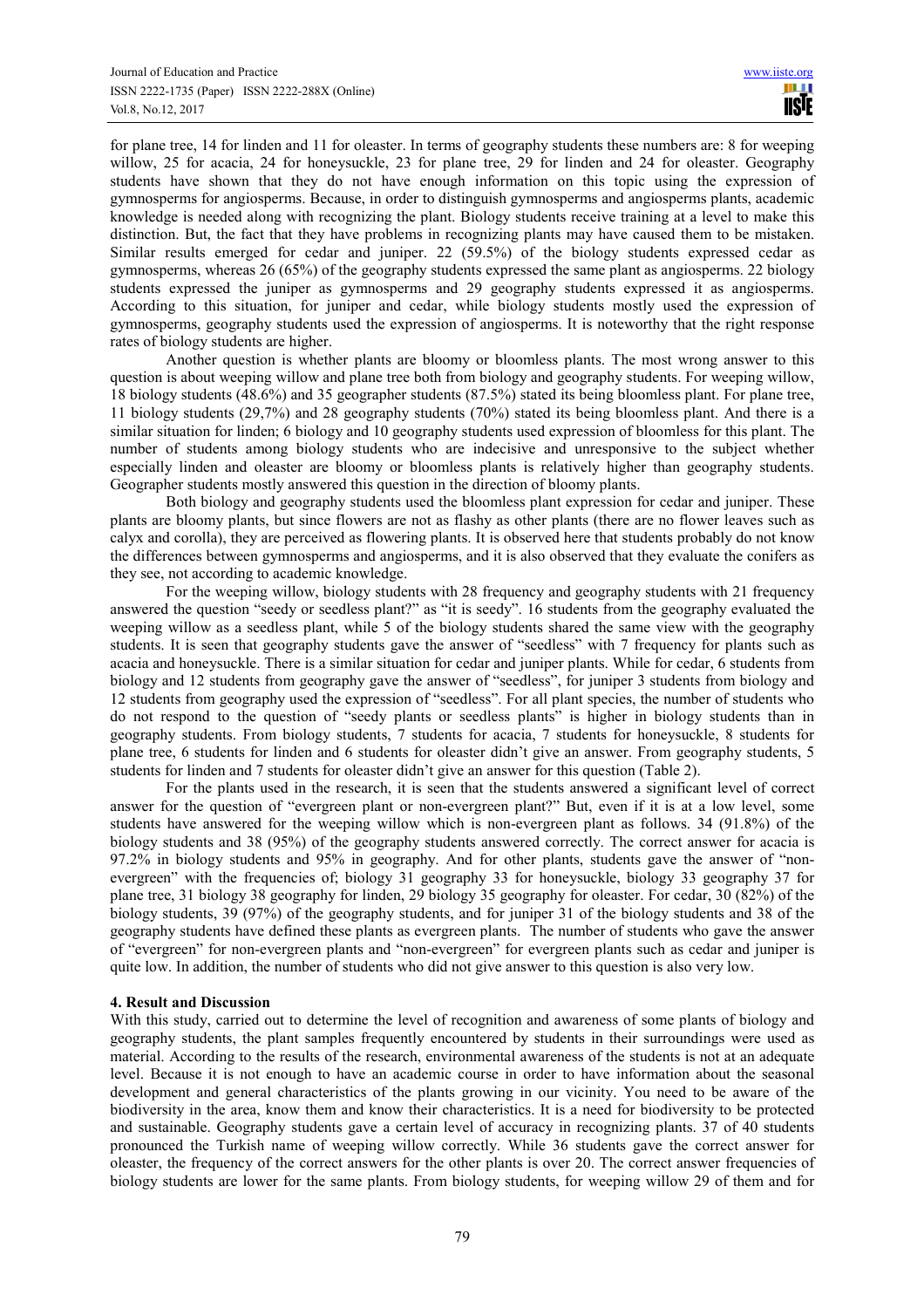for plane tree, 14 for linden and 11 for oleaster. In terms of geography students these numbers are: 8 for weeping willow, 25 for acacia, 24 for honeysuckle, 23 for plane tree, 29 for linden and 24 for oleaster. Geography students have shown that they do not have enough information on this topic using the expression of gymnosperms for angiosperms. Because, in order to distinguish gymnosperms and angiosperms plants, academic knowledge is needed along with recognizing the plant. Biology students receive training at a level to make this distinction. But, the fact that they have problems in recognizing plants may have caused them to be mistaken. Similar results emerged for cedar and juniper. 22 (59.5%) of the biology students expressed cedar as gymnosperms, whereas 26 (65%) of the geography students expressed the same plant as angiosperms. 22 biology students expressed the juniper as gymnosperms and 29 geography students expressed it as angiosperms. According to this situation, for juniper and cedar, while biology students mostly used the expression of gymnosperms, geography students used the expression of angiosperms. It is noteworthy that the right response rates of biology students are higher.

Another question is whether plants are bloomy or bloomless plants. The most wrong answer to this question is about weeping willow and plane tree both from biology and geography students. For weeping willow, 18 biology students (48.6%) and 35 geographer students (87.5%) stated its being bloomless plant. For plane tree, 11 biology students (29,7%) and 28 geography students (70%) stated its being bloomless plant. And there is a similar situation for linden; 6 biology and 10 geography students used expression of bloomless for this plant. The number of students among biology students who are indecisive and unresponsive to the subject whether especially linden and oleaster are bloomy or bloomless plants is relatively higher than geography students. Geographer students mostly answered this question in the direction of bloomy plants.

Both biology and geography students used the bloomless plant expression for cedar and juniper. These plants are bloomy plants, but since flowers are not as flashy as other plants (there are no flower leaves such as calyx and corolla), they are perceived as flowering plants. It is observed here that students probably do not know the differences between gymnosperms and angiosperms, and it is also observed that they evaluate the conifers as they see, not according to academic knowledge.

For the weeping willow, biology students with 28 frequency and geography students with 21 frequency answered the question "seedy or seedless plant?" as "it is seedy". 16 students from the geography evaluated the weeping willow as a seedless plant, while 5 of the biology students shared the same view with the geography students. It is seen that geography students gave the answer of "seedless" with 7 frequency for plants such as acacia and honeysuckle. There is a similar situation for cedar and juniper plants. While for cedar, 6 students from biology and 12 students from geography gave the answer of "seedless", for juniper 3 students from biology and 12 students from geography used the expression of "seedless". For all plant species, the number of students who do not respond to the question of "seedy plants or seedless plants" is higher in biology students than in geography students. From biology students, 7 students for acacia, 7 students for honeysuckle, 8 students for plane tree, 6 students for linden and 6 students for oleaster didn't give an answer. From geography students, 5 students for linden and 7 students for oleaster didn't give an answer for this question (Table 2).

For the plants used in the research, it is seen that the students answered a significant level of correct answer for the question of "evergreen plant or non-evergreen plant?" But, even if it is at a low level, some students have answered for the weeping willow which is non-evergreen plant as follows. 34 (91.8%) of the biology students and 38 (95%) of the geography students answered correctly. The correct answer for acacia is 97.2% in biology students and 95% in geography. And for other plants, students gave the answer of "non-evergreen" with the frequencies of; biology 31 geography 33 for honeysuckle, biology 33 geography 37 for plane tree, 31 biology 38 geography for linden, 29 biology 35 geography for oleaster. For cedar, 30 (82%) of the biology students, 39 (97%) of the geography students, and for juniper 31 of the biology students and 38 of the geography students have defined these plants as evergreen plants. The number of students who gave the answer of "evergreen" for non-evergreen plants and "non-evergreen" for evergreen plants such as cedar and juniper is quite low. In addition, the number of students who did not give answer to this question is also very low.

## 4. Result and Discussion

With this study, carried out to determine the level of recognition and awareness of some plants of biology and geography students, the plant samples frequently encountered by students in their surroundings were used as material. According to the results of the research, environmental awareness of the students is not at an adequate level. Because it is not enough to have an academic course in order to have information about the seasonal development and general characteristics of the plants growing in our vicinity. You need to be aware of the biodiversity in the area, know them and know their characteristics. It is a need for biodiversity to be protected and sustainable. Geography students gave a certain level of accuracy in recognizing plants. 37 of 40 students pronounced the Turkish name of weeping willow correctly. While 36 students gave the correct answer for oleaster, the frequency of the correct answers for the other plants is over 20. The correct answer frequencies of biology students are lower for the same plants. From biology students, for weeping willow 29 of them and for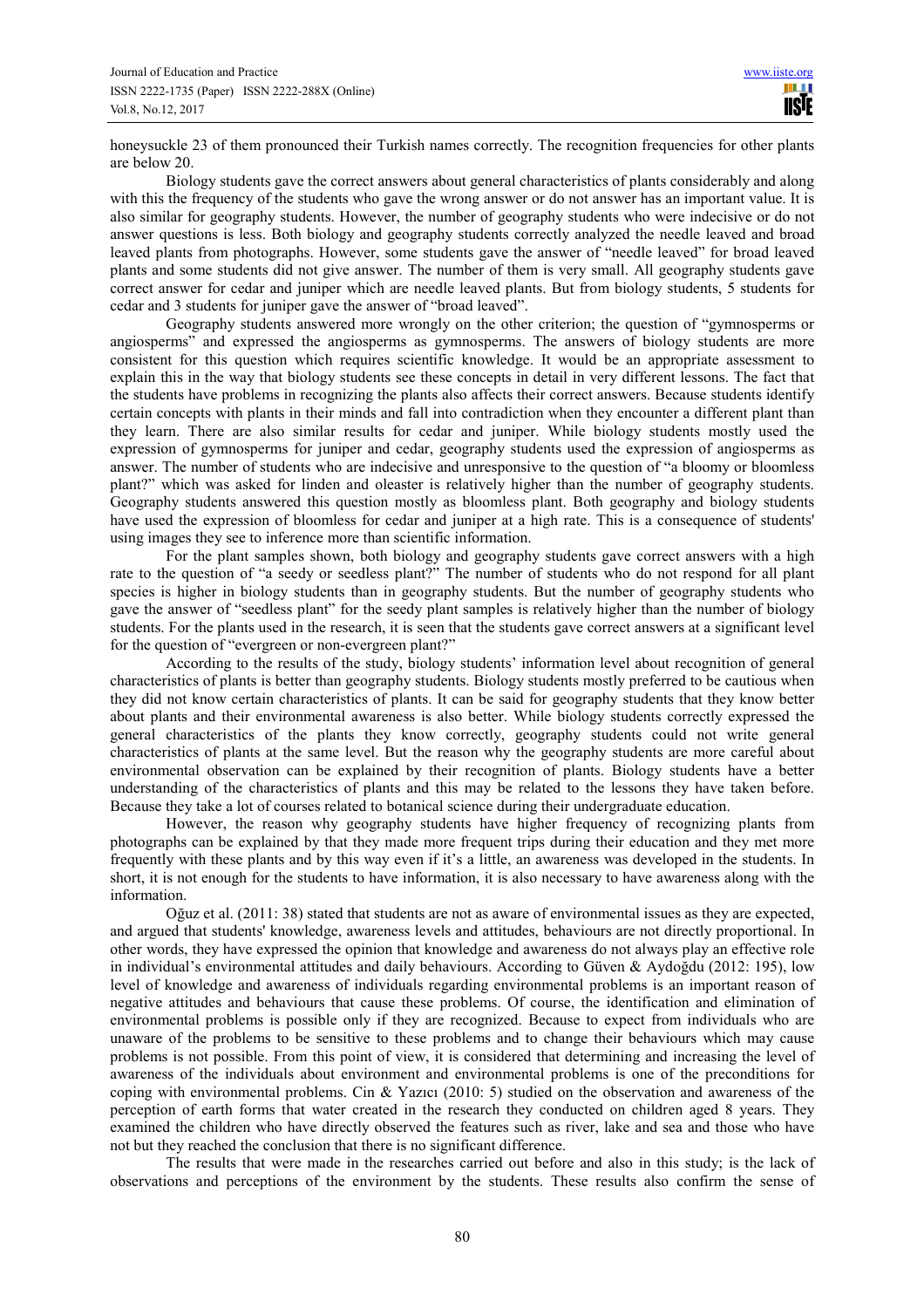honeysuckle 23 of them pronounced their Turkish names correctly. The recognition frequencies for other plants are below 20.

Biology students gave the correct answers about general characteristics of plants considerably and along with this the frequency of the students who gave the wrong answer or do not answer has an important value. It is also similar for geography students. However, the number of geography students who were indecisive or do not answer questions is less. Both biology and geography students correctly analyzed the needle leaved and broad leaved plants from photographs. However, some students gave the answer of "needle leaved" for broad leaved plants and some students did not give answer. The number of them is very small. All geography students gave correct answer for cedar and juniper which are needle leaved plants. But from biology students, 5 students for cedar and 3 students for juniper gave the answer of "broad leaved".

Geography students answered more wrongly on the other criterion; the question of "gymnosperms or angiosperms" and expressed the angiosperms as gymnosperms. The answers of biology students are more consistent for this question which requires scientific knowledge. It would be an appropriate assessment to explain this in the way that biology students see these concepts in detail in very different lessons. The fact that the students have problems in recognizing the plants also affects their correct answers. Because students identify certain concepts with plants in their minds and fall into contradiction when they encounter a different plant than they learn. There are also similar results for cedar and juniper. While biology students mostly used the expression of gymnosperms for juniper and cedar, geography students used the expression of angiosperms as answer. The number of students who are indecisive and unresponsive to the question of "a bloomy or bloomless plant?" which was asked for linden and oleaster is relatively higher than the number of geography students. Geography students answered this question mostly as bloomless plant. Both geography and biology students have used the expression of bloomless for cedar and juniper at a high rate. This is a consequence of students' using images they see to inference more than scientific information.

For the plant samples shown, both biology and geography students gave correct answers with a high rate to the question of "a seedy or seedless plant?" The number of students who do not respond for all plant species is higher in biology students than in geography students. But the number of geography students who gave the answer of "seedless plant" for the seedy plant samples is relatively higher than the number of biology students. For the plants used in the research, it is seen that the students gave correct answers at a significant level for the question of "evergreen or non-evergreen plant?"

According to the results of the study, biology students' information level about recognition of general characteristics of plants is better than geography students. Biology students mostly preferred to be cautious when they did not know certain characteristics of plants. It can be said for geography students that they know better about plants and their environmental awareness is also better. While biology students correctly expressed the general characteristics of the plants they know correctly, geography students could not write general characteristics of plants at the same level. But the reason why the geography students are more careful about environmental observation can be explained by their recognition of plants. Biology students have a better understanding of the characteristics of plants and this may be related to the lessons they have taken before. Because they take a lot of courses related to botanical science during their undergraduate education.

However, the reason why geography students have higher frequency of recognizing plants from photographs can be explained by that they made more frequent trips during their education and they met more frequently with these plants and by this way even if it's a little, an awareness was developed in the students. In short, it is not enough for the students to have information, it is also necessary to have awareness along with the information.

Oğuz et al. (2011: 38) stated that students are not as aware of environmental issues as they are expected, and argued that students' knowledge, awareness levels and attitudes, behaviours are not directly proportional. In other words, they have expressed the opinion that knowledge and awareness do not always play an effective role in individual's environmental attitudes and daily behaviours. According to Güven & Aydoğdu (2012: 195), low level of knowledge and awareness of individuals regarding environmental problems is an important reason of negative attitudes and behaviours that cause these problems. Of course, the identification and elimination of environmental problems is possible only if they are recognized. Because to expect from individuals who are unaware of the problems to be sensitive to these problems and to change their behaviours which may cause problems is not possible. From this point of view, it is considered that determining and increasing the level of awareness of the individuals about environment and environmental problems is one of the preconditions for coping with environmental problems. Cin & Yazıcı (2010: 5) studied on the observation and awareness of the perception of earth forms that water created in the research they conducted on children aged 8 years. They examined the children who have directly observed the features such as river, lake and sea and those who have not but they reached the conclusion that there is no significant difference.

The results that were made in the researches carried out before and also in this study; is the lack of observations and perceptions of the environment by the students. These results also confirm the sense of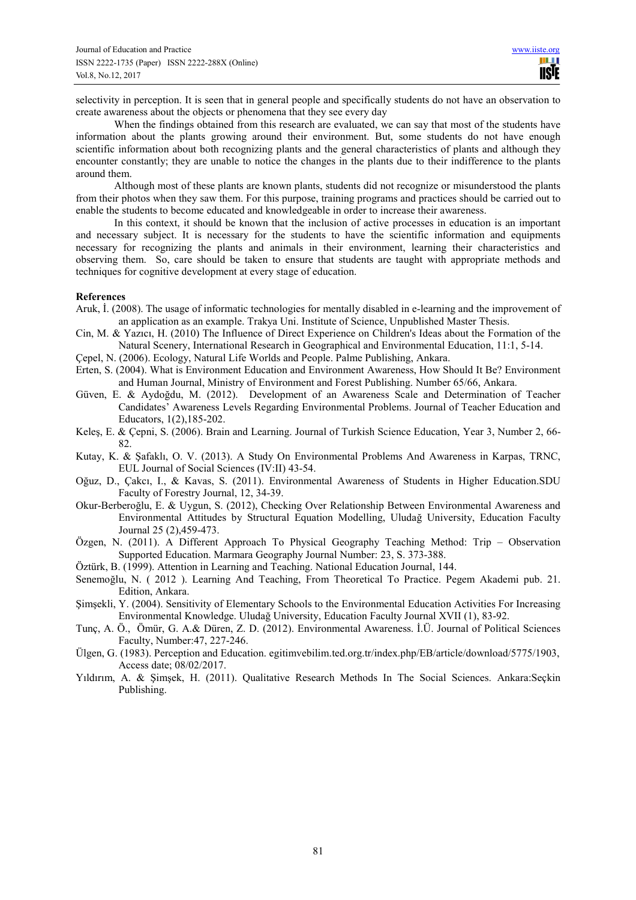selectivity in perception. It is seen that in general people and specifically students do not have an observation to create awareness about the objects or phenomena that they see every day

When the findings obtained from this research are evaluated, we can say that most of the students have information about the plants growing around their environment. But, some students do not have enough scientific information about both recognizing plants and the general characteristics of plants and although they encounter constantly; they are unable to notice the changes in the plants due to their indifference to the plants around them.

Although most of these plants are known plants, students did not recognize or misunderstood the plants from their photos when they saw them. For this purpose, training programs and practices should be carried out to enable the students to become educated and knowledgeable in order to increase their awareness.

In this context, it should be known that the inclusion of active processes in education is an important and necessary subject. It is necessary for the students to have the scientific information and equipments necessary for recognizing the plants and animals in their environment, learning their characteristics and observing them. So, care should be taken to ensure that students are taught with appropriate methods and techniques for cognitive development at every stage of education.

**References**

Aruk, İ. (2008). The usage of informatic technologies for mentally disabled in e-learning and the improvement of an application as an example. Trakya Uni. Institute of Science, Unpublished Master Thesis.

Cin, M. & Yazıcı, H. (2010) The Influence of Direct Experience on Children's Ideas about the Formation of the Natural Scenery, International Research in Geographical and Environmental Education, 11:1, 5-14.

Çepel, N. (2006). Ecology, Natural Life Worlds and People. Palme Publishing, Ankara.

Erten, S. (2004). What is Environment Education and Environment Awareness, How Should It Be? Environment and Human Journal, Ministry of Environment and Forest Publishing. Number 65/66, Ankara.

Güven, E. & Aydoğdu, M. (2012). Development of an Awareness Scale and Determination of Teacher Candidates' Awareness Levels Regarding Environmental Problems. Journal of Teacher Education and Educators, 1(2),185-202.

Keleş, E. & Çepni, S. (2006). Brain and Learning. Journal of Turkish Science Education, Year 3, Number 2, 66-82.

Kutay, K. & Şafaklı, O. V. (2013). A Study On Environmental Problems And Awareness in Karpas, TRNC, EUL Journal of Social Sciences (IV:II) 43-54.

Oğuz, D., Çakcı, I., & Kavas, S. (2011). Environmental Awareness of Students in Higher Education.SDU Faculty of Forestry Journal, 12, 34-39.

Okur-Berberoğlu, E. & Uygun, S. (2012), Checking Over Relationship Between Environmental Awareness and Environmental Attitudes by Structural Equation Modelling, Uludağ University, Education Faculty Journal 25 (2),459-473.

Özgen, N. (2011). A Different Approach To Physical Geography Teaching Method: Trip – Observation Supported Education. Marmara Geography Journal Number: 23, S. 373-388.

Öztürk, B. (1999). Attention in Learning and Teaching. National Education Journal, 144.

Senemoğlu, N. ( 2012 ). Learning And Teaching, From Theoretical To Practice. Pegem Akademi pub. 21. Edition, Ankara.

Şimşekli, Y. (2004). Sensitivity of Elementary Schools to the Environmental Education Activities For Increasing Environmental Knowledge. Uludağ University, Education Faculty Journal XVII (1), 83-92.

Tunç, A. Ö., Ömür, G. A.& Düren, Z. D. (2012). Environmental Awareness. İ.Ü. Journal of Political Sciences Faculty, Number:47, 227-246.

Ülgen, G. (1983). Perception and Education. egitimvebilim.ted.org.tr/index.php/EB/article/download/5775/1903, Access date; 08/02/2017.

Yıldırım, A. & Şimşek, H. (2011). Qualitative Research Methods In The Social Sciences. Ankara:Seçkin Publishing.